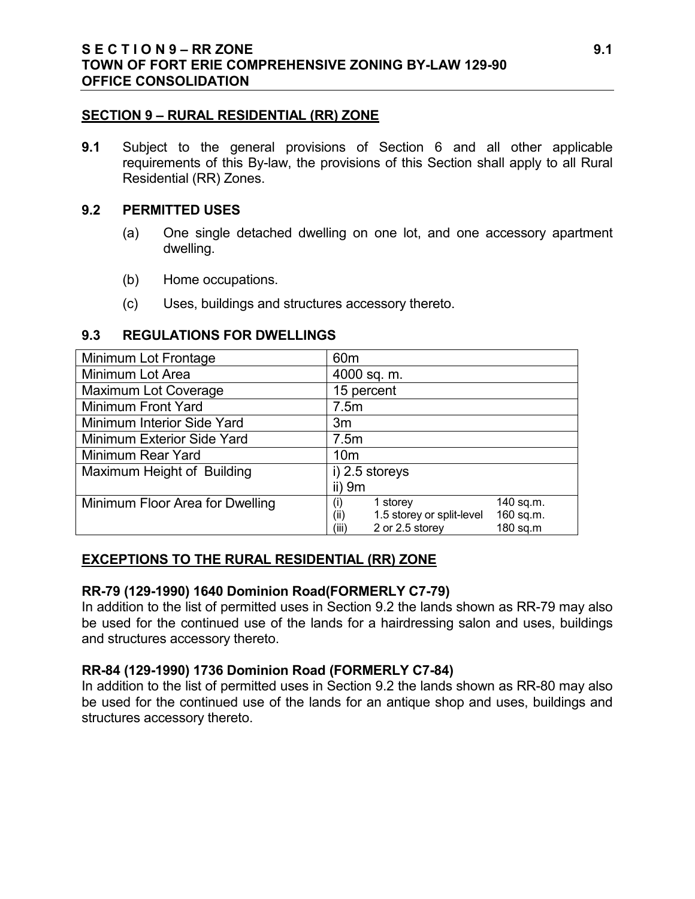## SECTION 9 – RURAL RESIDENTIAL (RR) ZONE

**9.1** Subject to the general provisions of Section 6 and all other applicable requirements of this By-law, the provisions of this Section shall apply to all Rural Residential (RR) Zones.

### 9.2 PERMITTED USES

(a) One single detached dwelling on one lot, and one accessory apartment dwelling.

(b) Home occupations.

(c) Uses, buildings and structures accessory thereto.

### 9.3 REGULATIONS FOR DWELLINGS

| | |
|---|---|
| Minimum Lot Frontage | 60m |
| Minimum Lot Area | 4000 sq. m. |
| Maximum Lot Coverage | 15 percent |
| Minimum Front Yard | 7.5m |
| Minimum Interior Side Yard | 3m |
| Minimum Exterior Side Yard | 7.5m |
| Minimum Rear Yard | 10m |
| Maximum Height of Building | i) 2.5 storeys<br>ii) 9m |
| Minimum Floor Area for Dwelling | (i) 1 storey 140 sq.m.<br>(ii) 1.5 storey or split-level 160 sq.m.<br>(iii) 2 or 2.5 storey 180 sq.m |

## EXCEPTIONS TO THE RURAL RESIDENTIAL (RR) ZONE

**RR-79 (129-1990) 1640 Dominion Road(FORMERLY C7-79)**
In addition to the list of permitted uses in Section 9.2 the lands shown as RR-79 may also be used for the continued use of the lands for a hairdressing salon and uses, buildings and structures accessory thereto.

**RR-84 (129-1990) 1736 Dominion Road (FORMERLY C7-84)**
In addition to the list of permitted uses in Section 9.2 the lands shown as RR-80 may also be used for the continued use of the lands for an antique shop and uses, buildings and structures accessory thereto.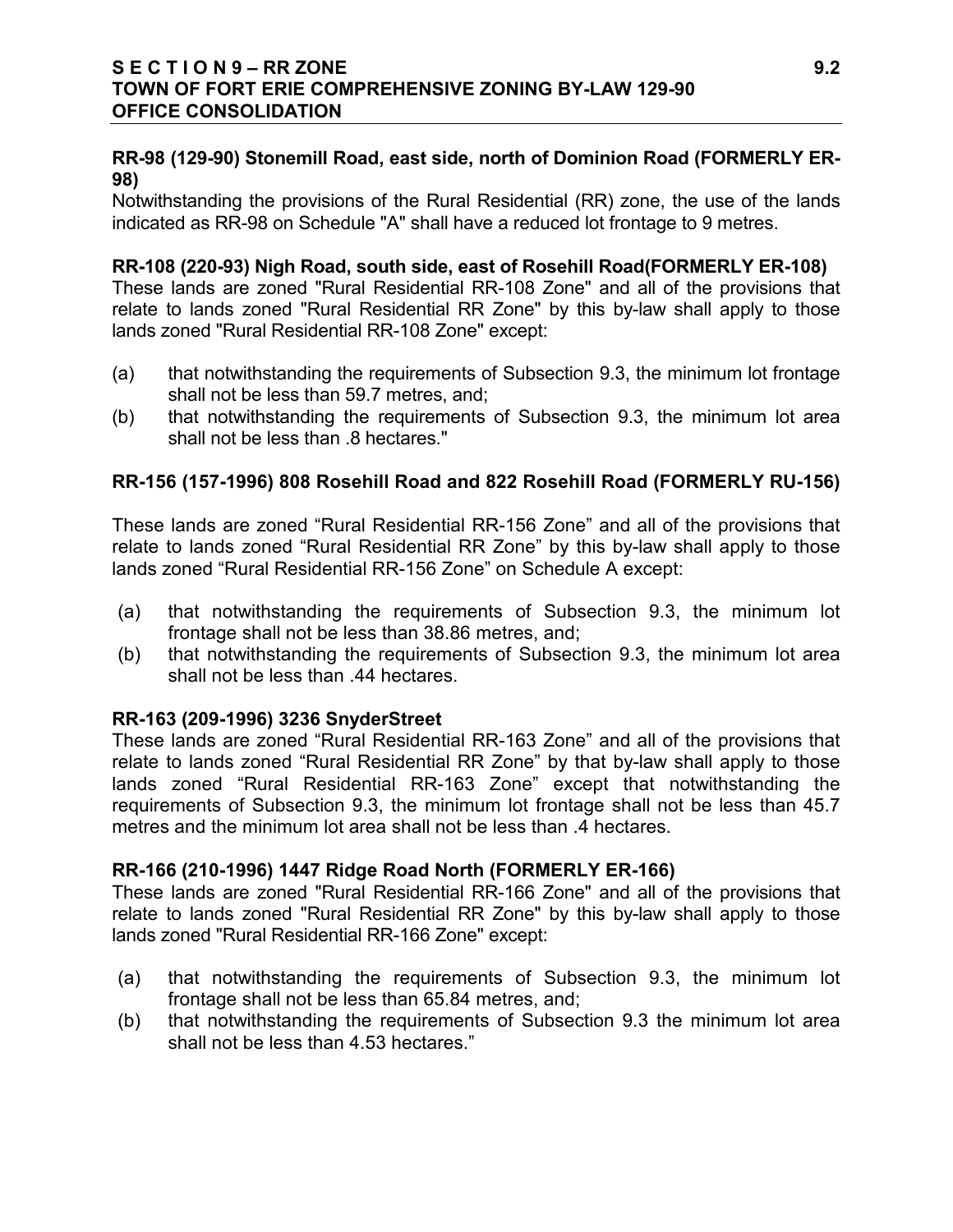**RR-98 (129-90) Stonemill Road, east side, north of Dominion Road (FORMERLY ER-98)**
Notwithstanding the provisions of the Rural Residential (RR) zone, the use of the lands indicated as RR-98 on Schedule "A" shall have a reduced lot frontage to 9 metres.

**RR-108 (220-93) Nigh Road, south side, east of Rosehill Road(FORMERLY ER-108)**
These lands are zoned "Rural Residential RR-108 Zone" and all of the provisions that relate to lands zoned "Rural Residential RR Zone" by this by-law shall apply to those lands zoned "Rural Residential RR-108 Zone" except:

(a) that notwithstanding the requirements of Subsection 9.3, the minimum lot frontage shall not be less than 59.7 metres, and;
(b) that notwithstanding the requirements of Subsection 9.3, the minimum lot area shall not be less than .8 hectares."

**RR-156 (157-1996) 808 Rosehill Road and 822 Rosehill Road (FORMERLY RU-156)**

These lands are zoned “Rural Residential RR-156 Zone” and all of the provisions that relate to lands zoned “Rural Residential RR Zone” by this by-law shall apply to those lands zoned “Rural Residential RR-156 Zone” on Schedule A except:

(a) that notwithstanding the requirements of Subsection 9.3, the minimum lot frontage shall not be less than 38.86 metres, and;
(b) that notwithstanding the requirements of Subsection 9.3, the minimum lot area shall not be less than .44 hectares.

**RR-163 (209-1996) 3236 SnyderStreet**
These lands are zoned “Rural Residential RR-163 Zone” and all of the provisions that relate to lands zoned “Rural Residential RR Zone” by that by-law shall apply to those lands zoned “Rural Residential RR-163 Zone” except that notwithstanding the requirements of Subsection 9.3, the minimum lot frontage shall not be less than 45.7 metres and the minimum lot area shall not be less than .4 hectares.

**RR-166 (210-1996) 1447 Ridge Road North (FORMERLY ER-166)**
These lands are zoned "Rural Residential RR-166 Zone" and all of the provisions that relate to lands zoned "Rural Residential RR Zone" by this by-law shall apply to those lands zoned "Rural Residential RR-166 Zone" except:

(a) that notwithstanding the requirements of Subsection 9.3, the minimum lot frontage shall not be less than 65.84 metres, and;
(b) that notwithstanding the requirements of Subsection 9.3 the minimum lot area shall not be less than 4.53 hectares.”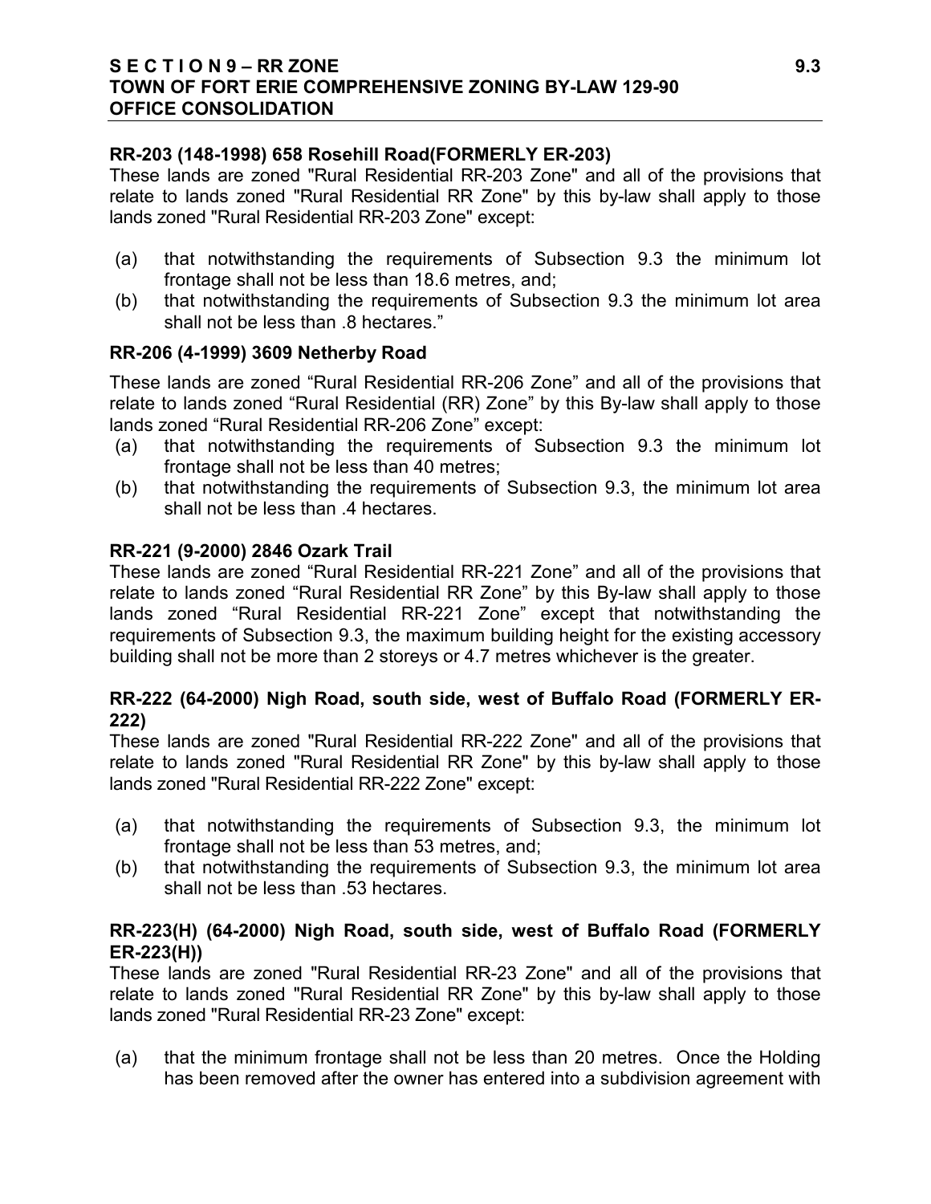**RR-203 (148-1998) 658 Rosehill Road(FORMERLY ER-203)**

These lands are zoned "Rural Residential RR-203 Zone" and all of the provisions that relate to lands zoned "Rural Residential RR Zone" by this by-law shall apply to those lands zoned "Rural Residential RR-203 Zone" except:

(a) that notwithstanding the requirements of Subsection 9.3 the minimum lot frontage shall not be less than 18.6 metres, and;
(b) that notwithstanding the requirements of Subsection 9.3 the minimum lot area shall not be less than .8 hectares."

**RR-206 (4-1999) 3609 Netherby Road**

These lands are zoned "Rural Residential RR-206 Zone" and all of the provisions that relate to lands zoned "Rural Residential (RR) Zone" by this By-law shall apply to those lands zoned "Rural Residential RR-206 Zone" except:

(a) that notwithstanding the requirements of Subsection 9.3 the minimum lot frontage shall not be less than 40 metres;
(b) that notwithstanding the requirements of Subsection 9.3, the minimum lot area shall not be less than .4 hectares.

**RR-221 (9-2000) 2846 Ozark Trail**

These lands are zoned "Rural Residential RR-221 Zone" and all of the provisions that relate to lands zoned "Rural Residential RR Zone" by this By-law shall apply to those lands zoned "Rural Residential RR-221 Zone" except that notwithstanding the requirements of Subsection 9.3, the maximum building height for the existing accessory building shall not be more than 2 storeys or 4.7 metres whichever is the greater.

**RR-222 (64-2000) Nigh Road, south side, west of Buffalo Road (FORMERLY ER-222)**

These lands are zoned "Rural Residential RR-222 Zone" and all of the provisions that relate to lands zoned "Rural Residential RR Zone" by this by-law shall apply to those lands zoned "Rural Residential RR-222 Zone" except:

(a) that notwithstanding the requirements of Subsection 9.3, the minimum lot frontage shall not be less than 53 metres, and;
(b) that notwithstanding the requirements of Subsection 9.3, the minimum lot area shall not be less than .53 hectares.

**RR-223(H) (64-2000) Nigh Road, south side, west of Buffalo Road (FORMERLY ER-223(H))**

These lands are zoned "Rural Residential RR-23 Zone" and all of the provisions that relate to lands zoned "Rural Residential RR Zone" by this by-law shall apply to those lands zoned "Rural Residential RR-23 Zone" except:

(a) that the minimum frontage shall not be less than 20 metres. Once the Holding has been removed after the owner has entered into a subdivision agreement with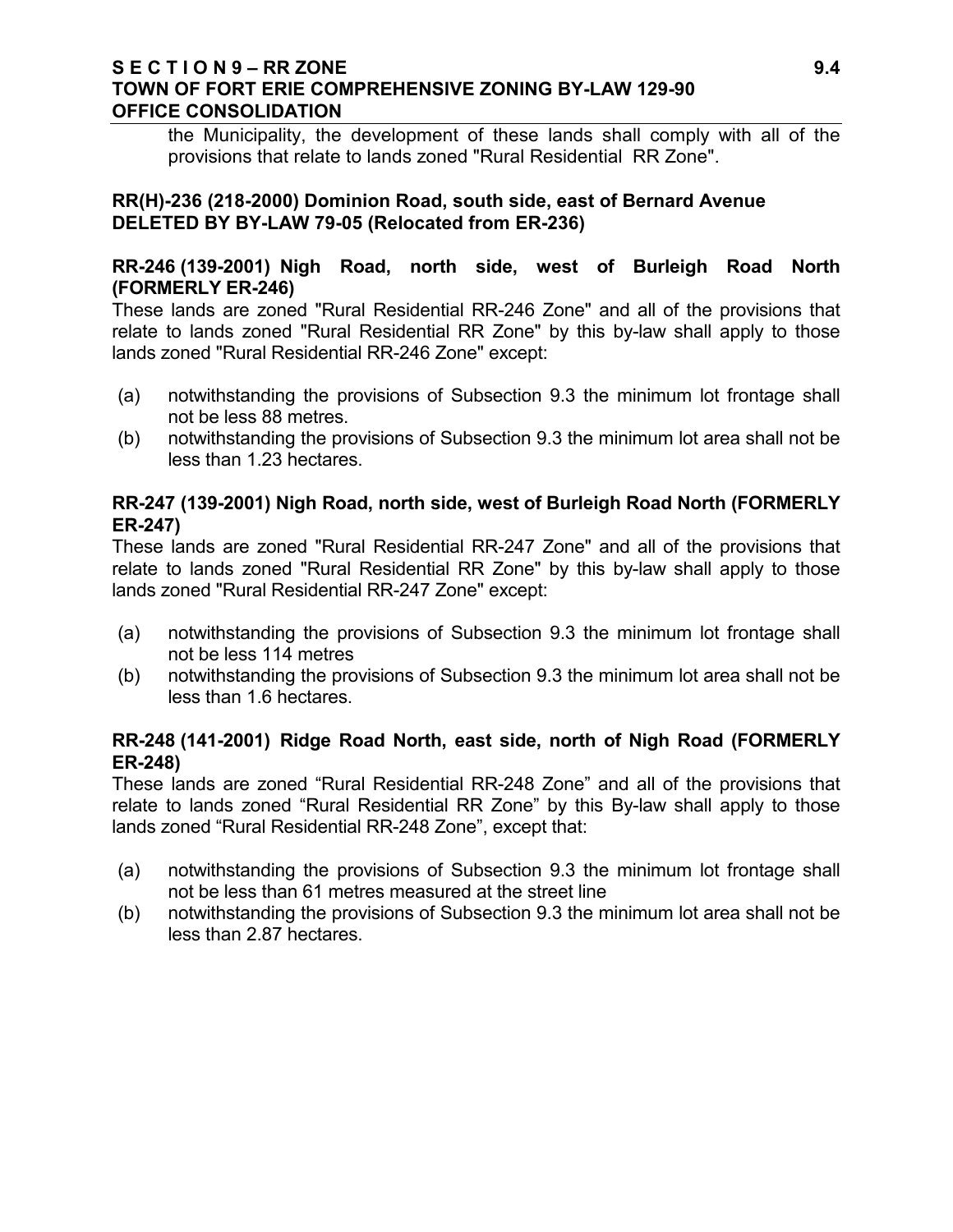the Municipality, the development of these lands shall comply with all of the provisions that relate to lands zoned "Rural Residential RR Zone".

**RR(H)-236 (218-2000) Dominion Road, south side, east of Bernard Avenue DELETED BY BY-LAW 79-05 (Relocated from ER-236)**

**RR-246 (139-2001) Nigh Road, north side, west of Burleigh Road North (FORMERLY ER-246)**

These lands are zoned "Rural Residential RR-246 Zone" and all of the provisions that relate to lands zoned "Rural Residential RR Zone" by this by-law shall apply to those lands zoned "Rural Residential RR-246 Zone" except:

(a) notwithstanding the provisions of Subsection 9.3 the minimum lot frontage shall not be less 88 metres.

(b) notwithstanding the provisions of Subsection 9.3 the minimum lot area shall not be less than 1.23 hectares.

**RR-247 (139-2001) Nigh Road, north side, west of Burleigh Road North (FORMERLY ER-247)**

These lands are zoned "Rural Residential RR-247 Zone" and all of the provisions that relate to lands zoned "Rural Residential RR Zone" by this by-law shall apply to those lands zoned "Rural Residential RR-247 Zone" except:

(a) notwithstanding the provisions of Subsection 9.3 the minimum lot frontage shall not be less 114 metres

(b) notwithstanding the provisions of Subsection 9.3 the minimum lot area shall not be less than 1.6 hectares.

**RR-248 (141-2001) Ridge Road North, east side, north of Nigh Road (FORMERLY ER-248)**

These lands are zoned “Rural Residential RR-248 Zone” and all of the provisions that relate to lands zoned “Rural Residential RR Zone” by this By-law shall apply to those lands zoned “Rural Residential RR-248 Zone”, except that:

(a) notwithstanding the provisions of Subsection 9.3 the minimum lot frontage shall not be less than 61 metres measured at the street line

(b) notwithstanding the provisions of Subsection 9.3 the minimum lot area shall not be less than 2.87 hectares.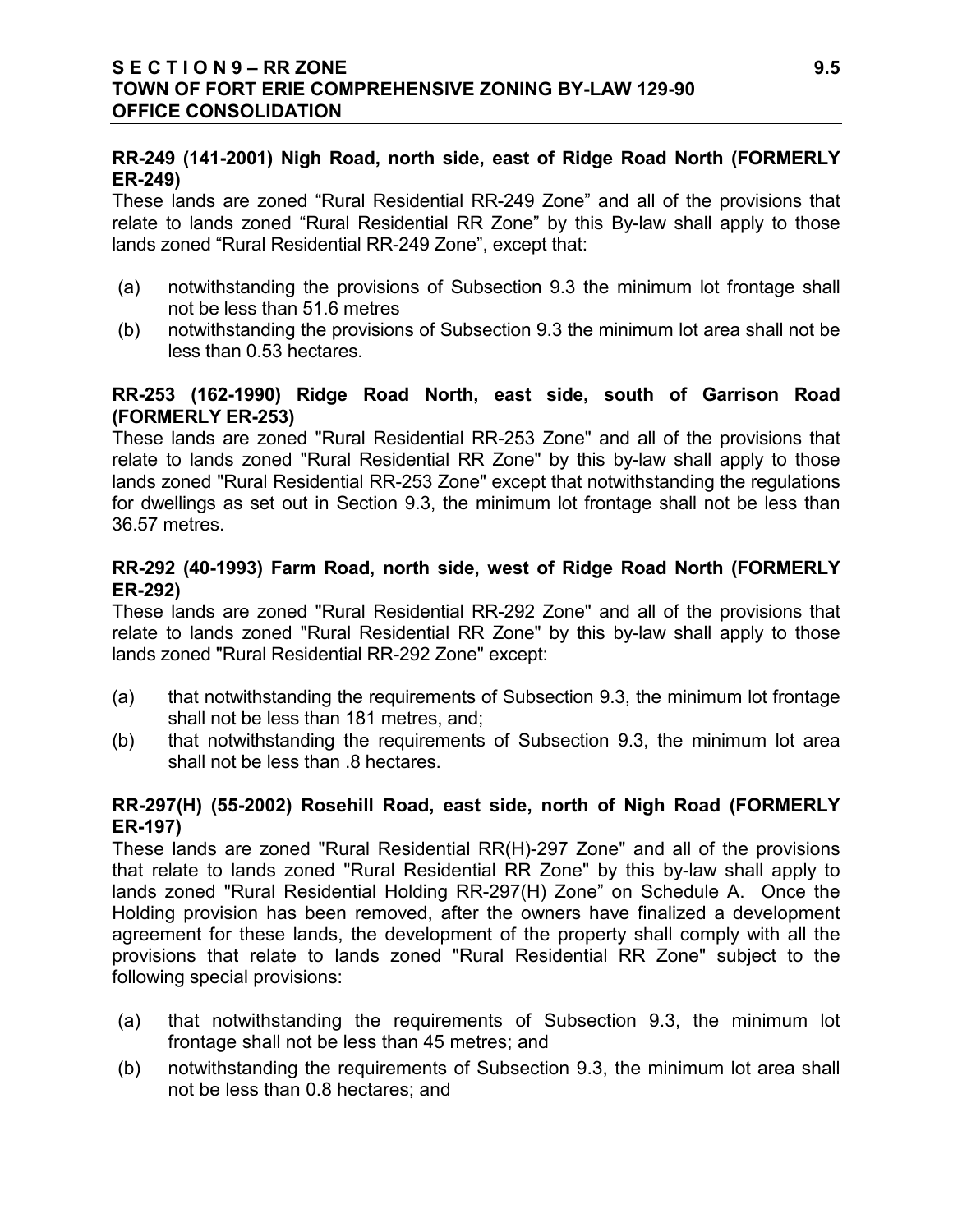**RR-249 (141-2001) Nigh Road, north side, east of Ridge Road North (FORMERLY ER-249)**

These lands are zoned "Rural Residential RR-249 Zone" and all of the provisions that relate to lands zoned "Rural Residential RR Zone" by this By-law shall apply to those lands zoned "Rural Residential RR-249 Zone", except that:

(a) notwithstanding the provisions of Subsection 9.3 the minimum lot frontage shall not be less than 51.6 metres

(b) notwithstanding the provisions of Subsection 9.3 the minimum lot area shall not be less than 0.53 hectares.

**RR-253 (162-1990) Ridge Road North, east side, south of Garrison Road (FORMERLY ER-253)**

These lands are zoned "Rural Residential RR-253 Zone" and all of the provisions that relate to lands zoned "Rural Residential RR Zone" by this by-law shall apply to those lands zoned "Rural Residential RR-253 Zone" except that notwithstanding the regulations for dwellings as set out in Section 9.3, the minimum lot frontage shall not be less than 36.57 metres.

**RR-292 (40-1993) Farm Road, north side, west of Ridge Road North (FORMERLY ER-292)**

These lands are zoned "Rural Residential RR-292 Zone" and all of the provisions that relate to lands zoned "Rural Residential RR Zone" by this by-law shall apply to those lands zoned "Rural Residential RR-292 Zone" except:

(a) that notwithstanding the requirements of Subsection 9.3, the minimum lot frontage shall not be less than 181 metres, and;

(b) that notwithstanding the requirements of Subsection 9.3, the minimum lot area shall not be less than .8 hectares.

**RR-297(H) (55-2002) Rosehill Road, east side, north of Nigh Road (FORMERLY ER-197)**

These lands are zoned "Rural Residential RR(H)-297 Zone" and all of the provisions that relate to lands zoned "Rural Residential RR Zone" by this by-law shall apply to lands zoned "Rural Residential Holding RR-297(H) Zone" on Schedule A. Once the Holding provision has been removed, after the owners have finalized a development agreement for these lands, the development of the property shall comply with all the provisions that relate to lands zoned "Rural Residential RR Zone" subject to the following special provisions:

(a) that notwithstanding the requirements of Subsection 9.3, the minimum lot frontage shall not be less than 45 metres; and

(b) notwithstanding the requirements of Subsection 9.3, the minimum lot area shall not be less than 0.8 hectares; and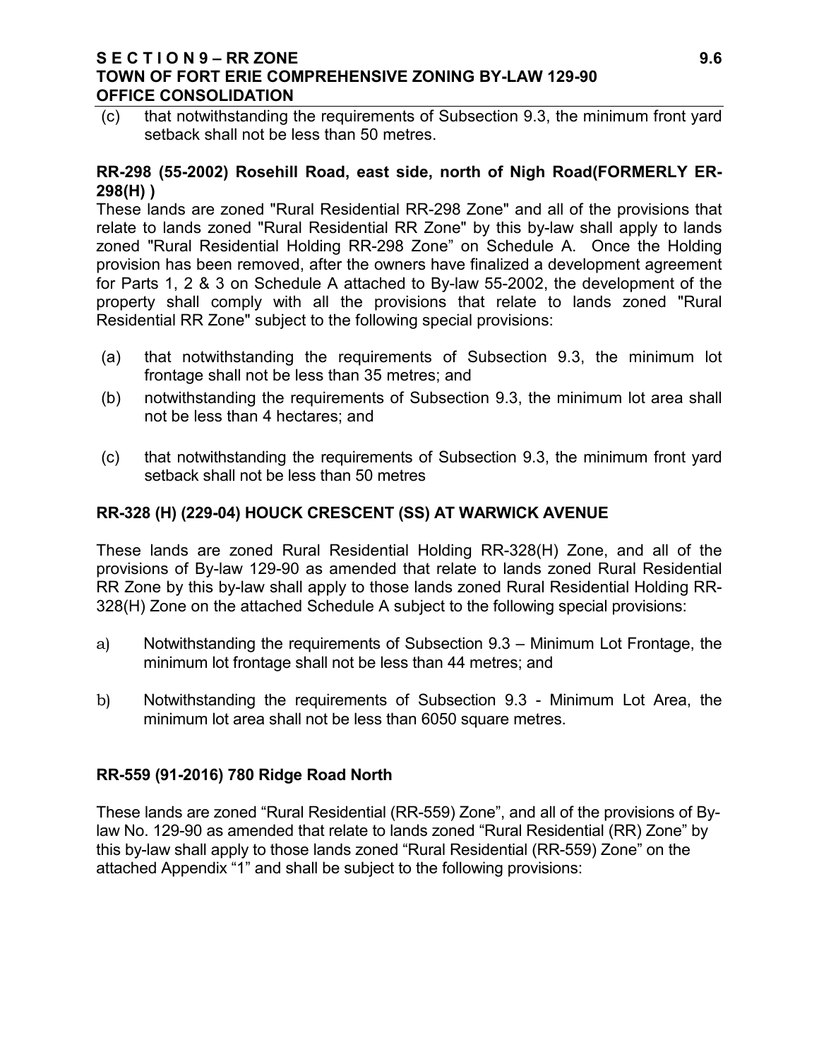(c) that notwithstanding the requirements of Subsection 9.3, the minimum front yard setback shall not be less than 50 metres.

**RR-298 (55-2002) Rosehill Road, east side, north of Nigh Road(FORMERLY ER-298(H) )**

These lands are zoned "Rural Residential RR-298 Zone" and all of the provisions that relate to lands zoned "Rural Residential RR Zone" by this by-law shall apply to lands zoned "Rural Residential Holding RR-298 Zone" on Schedule A. Once the Holding provision has been removed, after the owners have finalized a development agreement for Parts 1, 2 & 3 on Schedule A attached to By-law 55-2002, the development of the property shall comply with all the provisions that relate to lands zoned "Rural Residential RR Zone" subject to the following special provisions:

(a) that notwithstanding the requirements of Subsection 9.3, the minimum lot frontage shall not be less than 35 metres; and

(b) notwithstanding the requirements of Subsection 9.3, the minimum lot area shall not be less than 4 hectares; and

(c) that notwithstanding the requirements of Subsection 9.3, the minimum front yard setback shall not be less than 50 metres

**RR-328 (H) (229-04) HOUCK CRESCENT (SS) AT WARWICK AVENUE**

These lands are zoned Rural Residential Holding RR-328(H) Zone, and all of the provisions of By-law 129-90 as amended that relate to lands zoned Rural Residential RR Zone by this by-law shall apply to those lands zoned Rural Residential Holding RR-328(H) Zone on the attached Schedule A subject to the following special provisions:

a) Notwithstanding the requirements of Subsection 9.3 – Minimum Lot Frontage, the minimum lot frontage shall not be less than 44 metres; and

b) Notwithstanding the requirements of Subsection 9.3 - Minimum Lot Area, the minimum lot area shall not be less than 6050 square metres.

**RR-559 (91-2016) 780 Ridge Road North**

These lands are zoned “Rural Residential (RR-559) Zone”, and all of the provisions of By-law No. 129-90 as amended that relate to lands zoned “Rural Residential (RR) Zone” by this by-law shall apply to those lands zoned “Rural Residential (RR-559) Zone” on the attached Appendix “1” and shall be subject to the following provisions: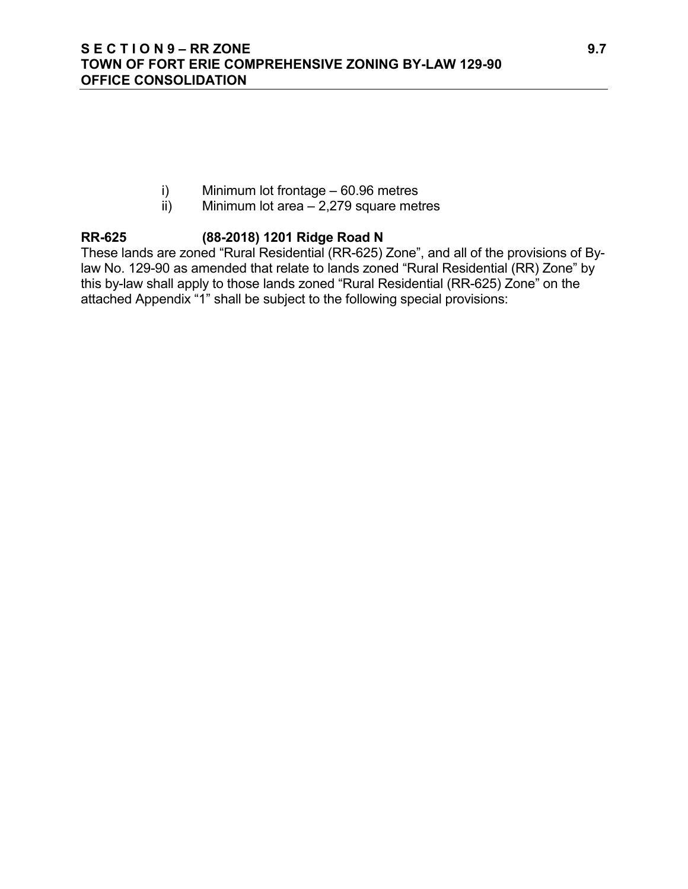i) Minimum lot frontage – 60.96 metres
ii) Minimum lot area – 2,279 square metres

**RR-625 (88-2018) 1201 Ridge Road N**

These lands are zoned "Rural Residential (RR-625) Zone", and all of the provisions of By-law No. 129-90 as amended that relate to lands zoned "Rural Residential (RR) Zone" by this by-law shall apply to those lands zoned "Rural Residential (RR-625) Zone" on the attached Appendix "1" shall be subject to the following special provisions: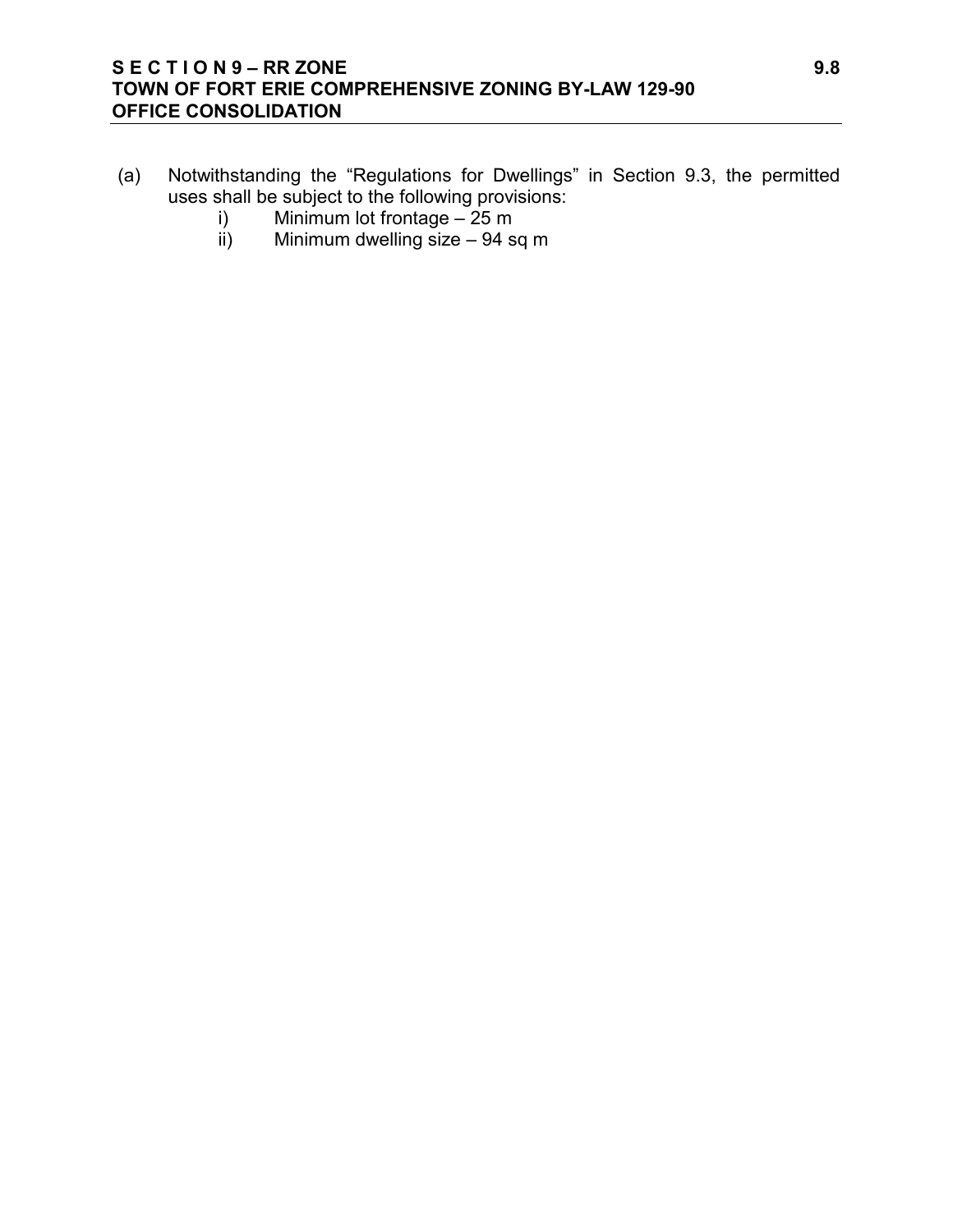(a) Notwithstanding the “Regulations for Dwellings” in Section 9.3, the permitted uses shall be subject to the following provisions:
    i) Minimum lot frontage – 25 m
    ii) Minimum dwelling size – 94 sq m